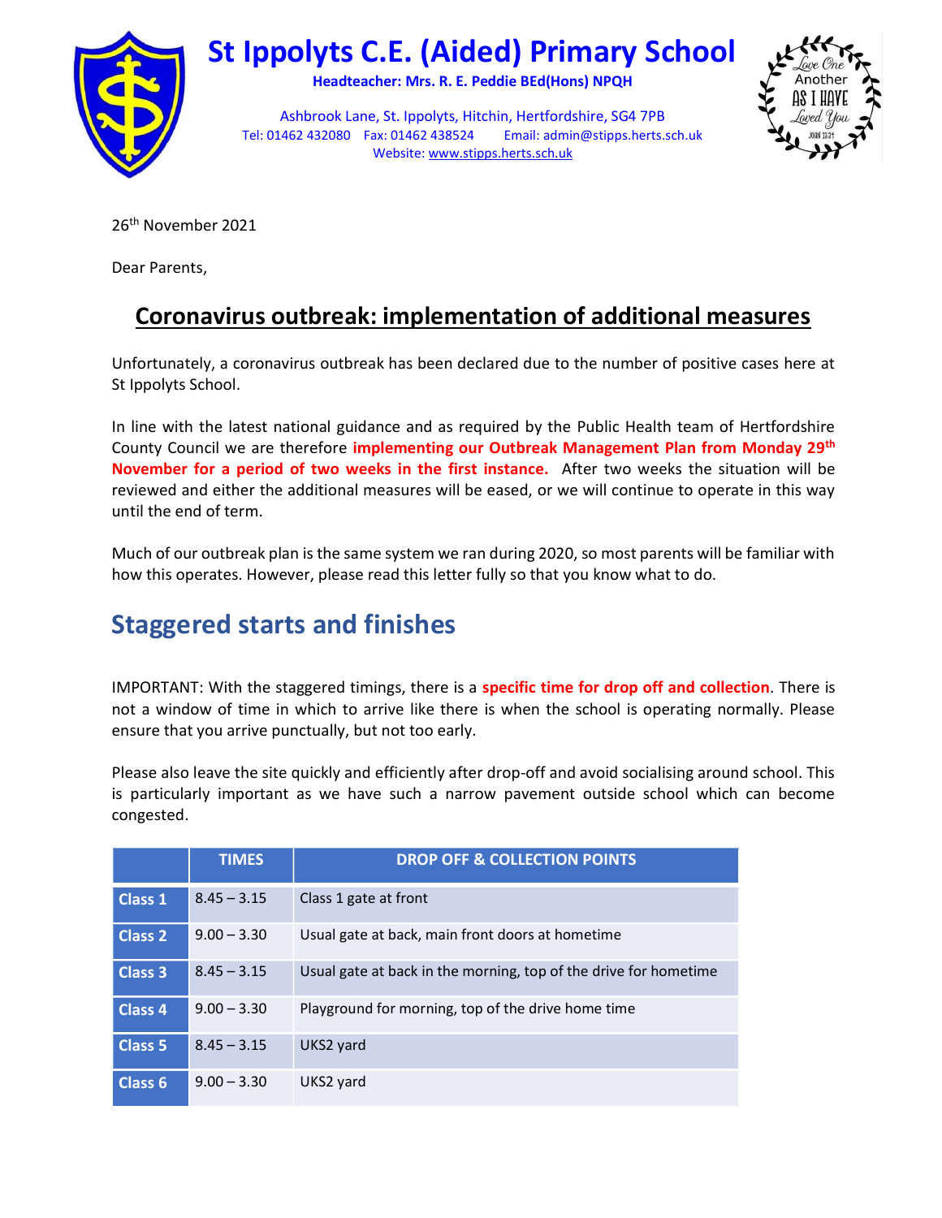# St Ippolyts C.E. (Aided) Primary School

**Headteacher: Mrs. R. E. Peddie BEd(Hons) NPQH**

Ashbrook Lane, St. Ippolyts, Hitchin, Hertfordshire, SG4 7PB
Tel: 01462 432080 Fax: 01462 438524 Email: admin@stipps.herts.sch.uk
Website: www.stipps.herts.sch.uk

Love One Another As I Have Loved You
John 13:34

26th November 2021

Dear Parents,

## Coronavirus outbreak: implementation of additional measures

Unfortunately, a coronavirus outbreak has been declared due to the number of positive cases here at St Ippolyts School.

In line with the latest national guidance and as required by the Public Health team of Hertfordshire County Council we are therefore **implementing our Outbreak Management Plan from Monday 29th November for a period of two weeks in the first instance.** After two weeks the situation will be reviewed and either the additional measures will be eased, or we will continue to operate in this way until the end of term.

Much of our outbreak plan is the same system we ran during 2020, so most parents will be familiar with how this operates. However, please read this letter fully so that you know what to do.

## Staggered starts and finishes

IMPORTANT: With the staggered timings, there is a **specific time for drop off and collection**. There is not a window of time in which to arrive like there is when the school is operating normally. Please ensure that you arrive punctually, but not too early.

Please also leave the site quickly and efficiently after drop-off and avoid socialising around school. This is particularly important as we have such a narrow pavement outside school which can become congested.

| | TIMES | DROP OFF & COLLECTION POINTS |
|---|---|---|
| Class 1 | 8.45 – 3.15 | Class 1 gate at front |
| Class 2 | 9.00 – 3.30 | Usual gate at back, main front doors at hometime |
| Class 3 | 8.45 – 3.15 | Usual gate at back in the morning, top of the drive for hometime |
| Class 4 | 9.00 – 3.30 | Playground for morning, top of the drive home time |
| Class 5 | 8.45 – 3.15 | UKS2 yard |
| Class 6 | 9.00 – 3.30 | UKS2 yard |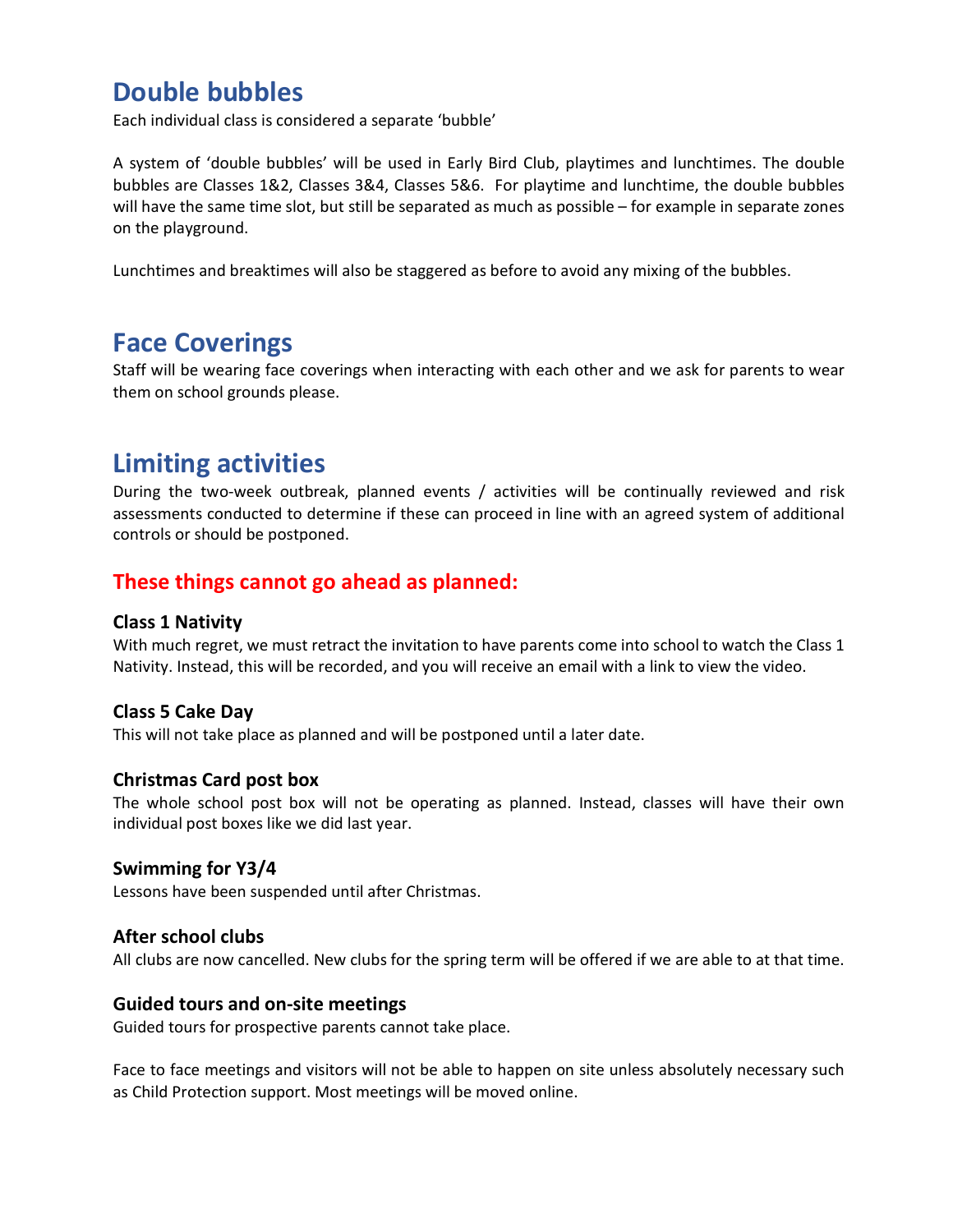## Double bubbles

Each individual class is considered a separate 'bubble'

A system of 'double bubbles' will be used in Early Bird Club, playtimes and lunchtimes. The double bubbles are Classes 1&2, Classes 3&4, Classes 5&6. For playtime and lunchtime, the double bubbles will have the same time slot, but still be separated as much as possible – for example in separate zones on the playground.

Lunchtimes and breaktimes will also be staggered as before to avoid any mixing of the bubbles.

## Face Coverings

Staff will be wearing face coverings when interacting with each other and we ask for parents to wear them on school grounds please.

## Limiting activities

During the two-week outbreak, planned events / activities will be continually reviewed and risk assessments conducted to determine if these can proceed in line with an agreed system of additional controls or should be postponed.

### These things cannot go ahead as planned:

#### Class 1 Nativity

With much regret, we must retract the invitation to have parents come into school to watch the Class 1 Nativity. Instead, this will be recorded, and you will receive an email with a link to view the video.

#### Class 5 Cake Day

This will not take place as planned and will be postponed until a later date.

#### Christmas Card post box

The whole school post box will not be operating as planned. Instead, classes will have their own individual post boxes like we did last year.

#### Swimming for Y3/4

Lessons have been suspended until after Christmas.

#### After school clubs

All clubs are now cancelled. New clubs for the spring term will be offered if we are able to at that time.

#### Guided tours and on-site meetings

Guided tours for prospective parents cannot take place.

Face to face meetings and visitors will not be able to happen on site unless absolutely necessary such as Child Protection support. Most meetings will be moved online.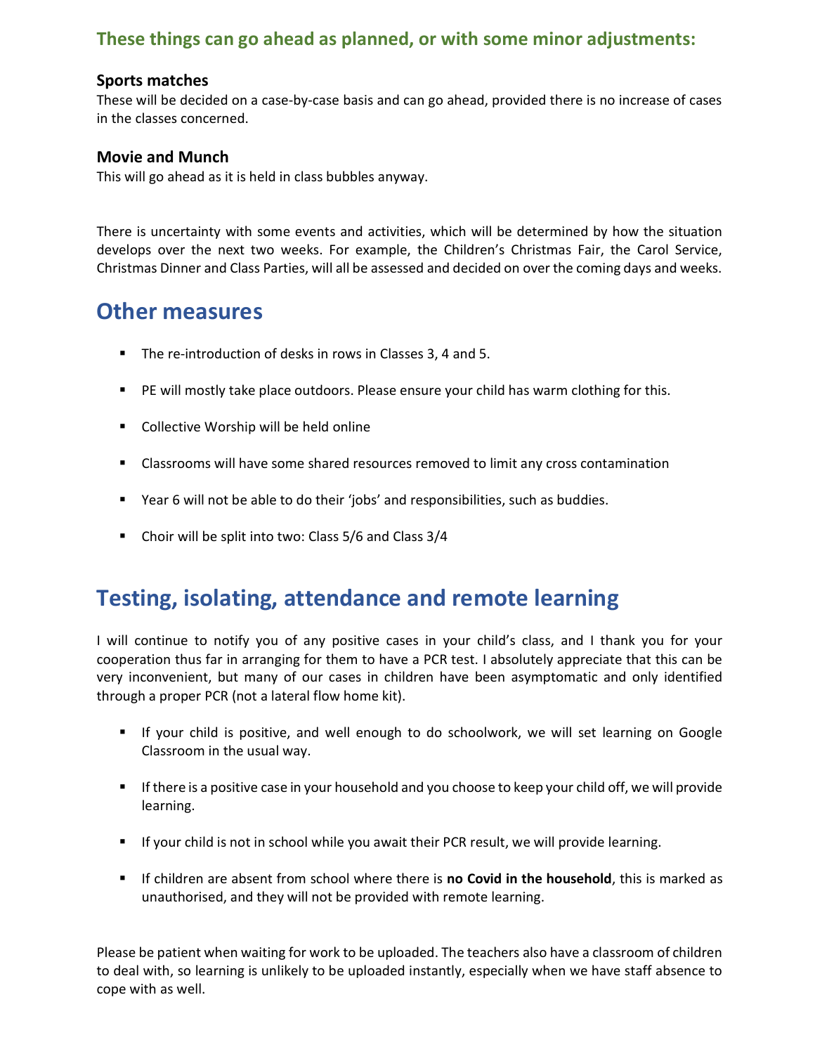### These things can go ahead as planned, or with some minor adjustments:

**Sports matches**
These will be decided on a case-by-case basis and can go ahead, provided there is no increase of cases in the classes concerned.

**Movie and Munch**
This will go ahead as it is held in class bubbles anyway.

There is uncertainty with some events and activities, which will be determined by how the situation develops over the next two weeks. For example, the Children's Christmas Fair, the Carol Service, Christmas Dinner and Class Parties, will all be assessed and decided on over the coming days and weeks.

## Other measures

- The re-introduction of desks in rows in Classes 3, 4 and 5.
- PE will mostly take place outdoors. Please ensure your child has warm clothing for this.
- Collective Worship will be held online
- Classrooms will have some shared resources removed to limit any cross contamination
- Year 6 will not be able to do their 'jobs' and responsibilities, such as buddies.
- Choir will be split into two: Class 5/6 and Class 3/4

## Testing, isolating, attendance and remote learning

I will continue to notify you of any positive cases in your child's class, and I thank you for your cooperation thus far in arranging for them to have a PCR test. I absolutely appreciate that this can be very inconvenient, but many of our cases in children have been asymptomatic and only identified through a proper PCR (not a lateral flow home kit).

- If your child is positive, and well enough to do schoolwork, we will set learning on Google Classroom in the usual way.
- If there is a positive case in your household and you choose to keep your child off, we will provide learning.
- If your child is not in school while you await their PCR result, we will provide learning.
- If children are absent from school where there is **no Covid in the household**, this is marked as unauthorised, and they will not be provided with remote learning.

Please be patient when waiting for work to be uploaded. The teachers also have a classroom of children to deal with, so learning is unlikely to be uploaded instantly, especially when we have staff absence to cope with as well.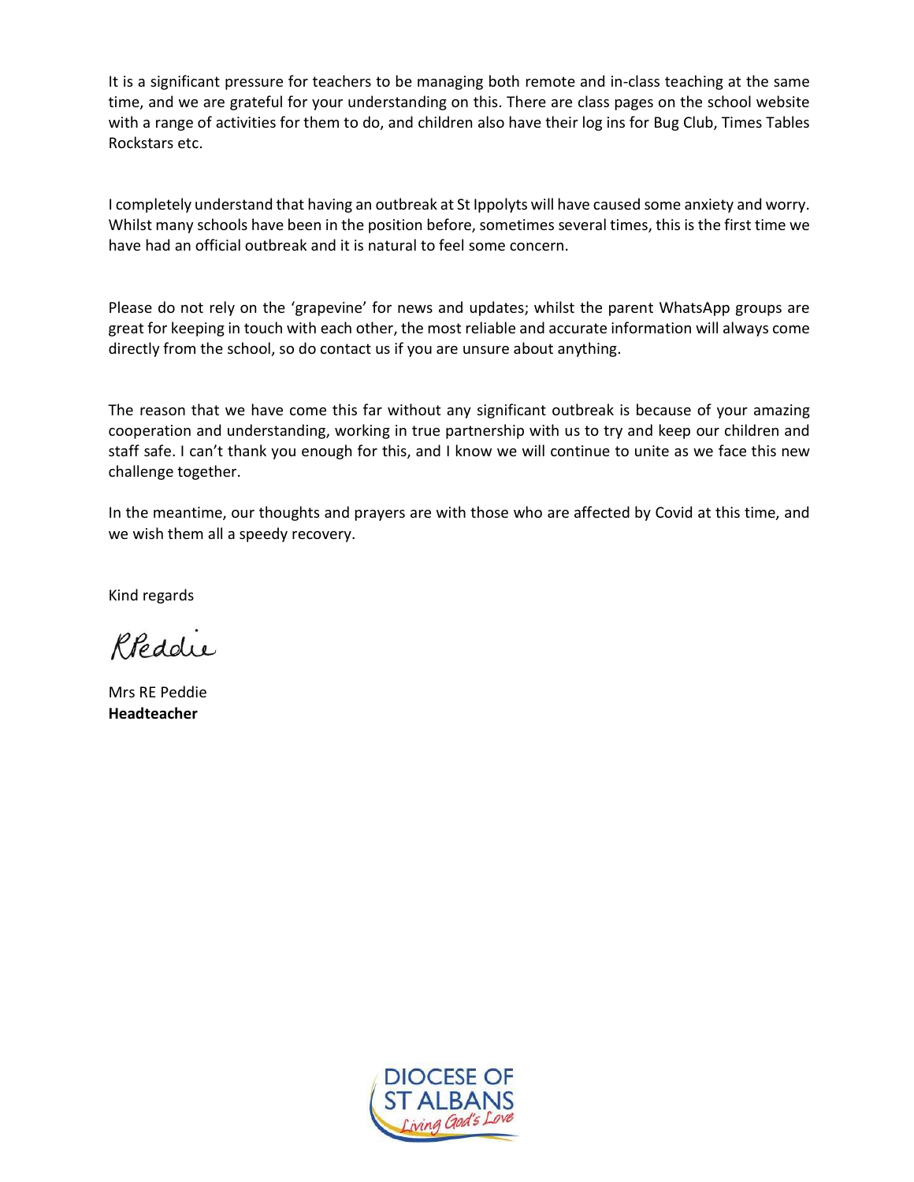It is a significant pressure for teachers to be managing both remote and in-class teaching at the same time, and we are grateful for your understanding on this. There are class pages on the school website with a range of activities for them to do, and children also have their log ins for Bug Club, Times Tables Rockstars etc.

I completely understand that having an outbreak at St Ippolyts will have caused some anxiety and worry. Whilst many schools have been in the position before, sometimes several times, this is the first time we have had an official outbreak and it is natural to feel some concern.

Please do not rely on the 'grapevine' for news and updates; whilst the parent WhatsApp groups are great for keeping in touch with each other, the most reliable and accurate information will always come directly from the school, so do contact us if you are unsure about anything.

The reason that we have come this far without any significant outbreak is because of your amazing cooperation and understanding, working in true partnership with us to try and keep our children and staff safe. I can't thank you enough for this, and I know we will continue to unite as we face this new challenge together.

In the meantime, our thoughts and prayers are with those who are affected by Covid at this time, and we wish them all a speedy recovery.

Kind regards

RPeddie

Mrs RE Peddie
**Headteacher**

DIOCESE OF ST ALBANS
Living God's Love